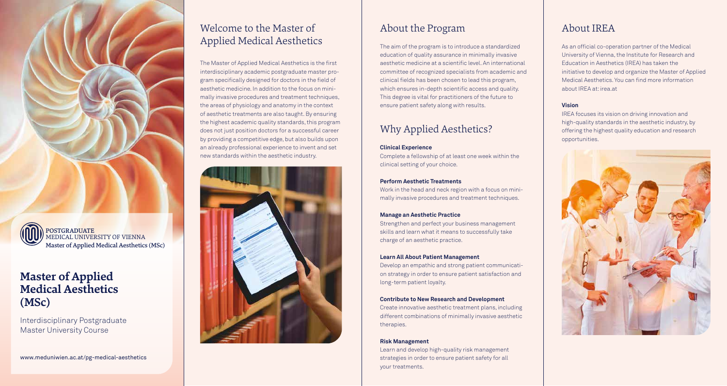POSTGRADUATE
MEDICAL UNIVERSITY OF VIENNA
Master of Applied Medical Aesthetics (MSc)

# Master of Applied Medical Aesthetics (MSc)

Interdisciplinary Postgraduate Master University Course

www.meduniwien.ac.at/pg-medical-aesthetics

## Welcome to the Master of Applied Medical Aesthetics

The Master of Applied Medical Aesthetics is the first interdisciplinary academic postgraduate master program specifically designed for doctors in the field of aesthetic medicine. In addition to the focus on minimally invasive procedures and treatment techniques, the areas of physiology and anatomy in the context of aesthetic treatments are also taught. By ensuring the highest academic quality standards, this program does not just position doctors for a successful career by providing a competitive edge, but also builds upon an already professional experience to invent and set new standards within the aesthetic industry.

## About the Program

The aim of the program is to introduce a standardized education of quality assurance in minimally invasive aesthetic medicine at a scientific level. An international committee of recognized specialists from academic and clinical fields has been chosen to lead this program, which ensures in-depth scientific access and quality. This degree is vital for practitioners of the future to ensure patient safety along with results.

## Why Applied Aesthetics?

**Clinical Experience**

Complete a fellowship of at least one week within the clinical setting of your choice.

**Perform Aesthetic Treatments**

Work in the head and neck region with a focus on minimally invasive procedures and treatment techniques.

**Manage an Aesthetic Practice**

Strengthen and perfect your business management skills and learn what it means to successfully take charge of an aesthetic practice.

**Learn All About Patient Management**

Develop an empathic and strong patient communication strategy in order to ensure patient satisfaction and long-term patient loyalty.

**Contribute to New Research and Development**

Create innovative aesthetic treatment plans, including different combinations of minimally invasive aesthetic therapies.

**Risk Management**

Learn and develop high-quality risk management strategies in order to ensure patient safety for all your treatments.

## About IREA

As an official co-operation partner of the Medical University of Vienna, the Institute for Research and Education in Aesthetics (IREA) has taken the initiative to develop and organize the Master of Applied Medical Aesthetics. You can find more information about IREA at: irea.at

**Vision**

IREA focuses its vision on driving innovation and high-quality standards in the aesthetic industry, by offering the highest quality education and research opportunities.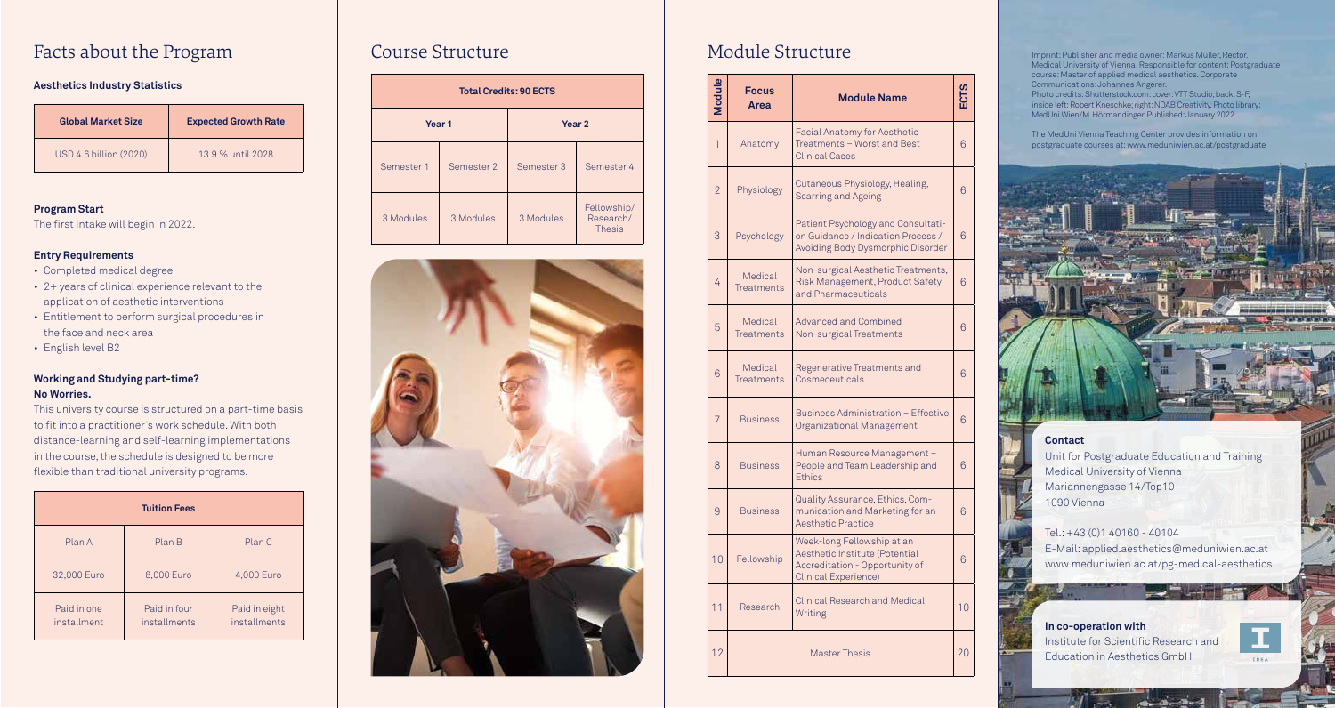## Facts about the Program

**Aesthetics Industry Statistics**

| Global Market Size | Expected Growth Rate |
|---|---|
| USD 4.6 billion (2020) | 13.9 % until 2028 |

**Program Start**

The first intake will begin in 2022.

**Entry Requirements**

- Completed medical degree
- 2+ years of clinical experience relevant to the application of aesthetic interventions
- Entitlement to perform surgical procedures in the face and neck area
- English level B2

**Working and Studying part-time? No Worries.**

This university course is structured on a part-time basis to fit into a practitioner´s work schedule. With both distance-learning and self-learning implementations in the course, the schedule is designed to be more flexible than traditional university programs.

| Tuition Fees | | |
|---|---|---|
| Plan A | Plan B | Plan C |
| 32,000 Euro | 8,000 Euro | 4,000 Euro |
| Paid in one installment | Paid in four installments | Paid in eight installments |

## Course Structure

| Total Credits: 90 ECTS | | | |
|---|---|---|---|
| Year 1 | | Year 2 | |
| Semester 1 | Semester 2 | Semester 3 | Semester 4 |
| 3 Modules | 3 Modules | 3 Modules | Fellowship/ Research/ Thesis |

## Module Structure

| Module | Focus Area | Module Name | ECTS |
|---|---|---|---|
| 1 | Anatomy | Facial Anatomy for Aesthetic Treatments – Worst and Best Clinical Cases | 6 |
| 2 | Physiology | Cutaneous Physiology, Healing, Scarring and Ageing | 6 |
| 3 | Psychology | Patient Psychology and Consultation Guidance / Indication Process / Avoiding Body Dysmorphic Disorder | 6 |
| 4 | Medical Treatments | Non-surgical Aesthetic Treatments, Risk Management, Product Safety and Pharmaceuticals | 6 |
| 5 | Medical Treatments | Advanced and Combined Non-surgical Treatments | 6 |
| 6 | Medical Treatments | Regenerative Treatments and Cosmeceuticals | 6 |
| 7 | Business | Business Administration – Effective Organizational Management | 6 |
| 8 | Business | Human Resource Management – People and Team Leadership and Ethics | 6 |
| 9 | Business | Quality Assurance, Ethics, Communication and Marketing for an Aesthetic Practice | 6 |
| 10 | Fellowship | Week-long Fellowship at an Aesthetic Institute (Potential Accreditation - Opportunity of Clinical Experience) | 6 |
| 11 | Research | Clinical Research and Medical Writing | 10 |
| 12 | | Master Thesis | 20 |

Imprint: Publisher and media owner: Markus Müller, Rector. Medical University of Vienna. Responsible for content: Postgraduate course: Master of applied medical aesthetics. Corporate Communications: Johannes Angerer. Photo credits: Shutterstock.com: cover: VTT Studio; back: S-F, inside left: Robert Kneschke; right: NDAB Creativity. Photo library: MedUni Wien/M. Hörmandinger. Published: January 2022

The MedUni Vienna Teaching Center provides information on postgraduate courses at: www.meduniwien.ac.at/postgraduate

**Contact**

Unit for Postgraduate Education and Training
Medical University of Vienna
Mariannengasse 14/Top10
1090 Vienna

Tel.: +43 (0)1 40160 - 40104
E-Mail: applied.aesthetics@meduniwien.ac.at
www.meduniwien.ac.at/pg-medical-aesthetics

**In co-operation with**

Institute for Scientific Research and Education in Aesthetics GmbH